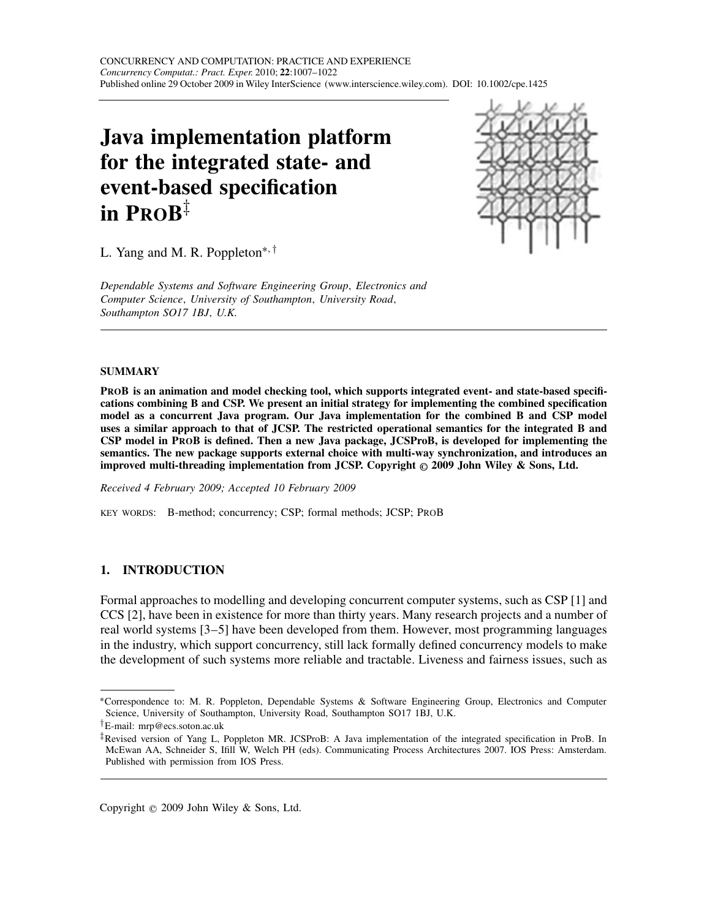# Java implementation platform for the integrated state- and event-based specification in ProB[‡]

L. Yang and M. R. Poppleton[*,†]

*Dependable Systems and Software Engineering Group, Electronics and Computer Science, University of Southampton, University Road, Southampton SO17 1BJ, U.K.*

## SUMMARY

**ProB is an animation and model checking tool, which supports integrated event- and state-based specifications combining B and CSP. We present an initial strategy for implementing the combined specification model as a concurrent Java program. Our Java implementation for the combined B and CSP model uses a similar approach to that of JCSP. The restricted operational semantics for the integrated B and CSP model in ProB is defined. Then a new Java package, JCSProB, is developed for implementing the semantics. The new package supports external choice with multi-way synchronization, and introduces an improved multi-threading implementation from JCSP. Copyright © 2009 John Wiley & Sons, Ltd.**

*Received 4 February 2009; Accepted 10 February 2009*

KEY WORDS: B-method; concurrency; CSP; formal methods; JCSP; ProB

## 1. INTRODUCTION

Formal approaches to modelling and developing concurrent computer systems, such as CSP [1] and CCS [2], have been in existence for more than thirty years. Many research projects and a number of real world systems [3–5] have been developed from them. However, most programming languages in the industry, which support concurrency, still lack formally defined concurrency models to make the development of such systems more reliable and tractable. Liveness and fairness issues, such as

---

*Correspondence to: M. R. Poppleton, Dependable Systems & Software Engineering Group, Electronics and Computer Science, University of Southampton, University Road, Southampton SO17 1BJ, U.K.

†E-mail: mrp@ecs.soton.ac.uk

‡Revised version of Yang L, Poppleton MR. JCSProB: A Java implementation of the integrated specification in ProB. In McEwan AA, Schneider S, Ifill W, Welch PH (eds). Communicating Process Architectures 2007. IOS Press: Amsterdam. Published with permission from IOS Press.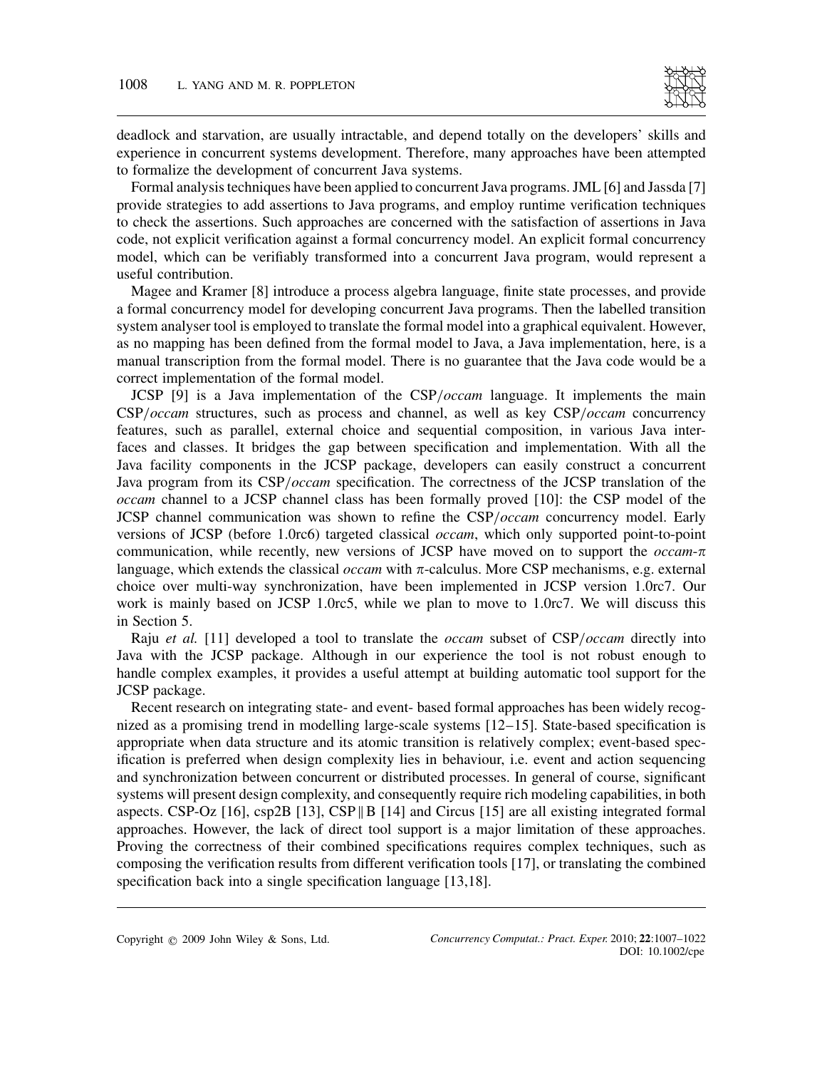deadlock and starvation, are usually intractable, and depend totally on the developers' skills and experience in concurrent systems development. Therefore, many approaches have been attempted to formalize the development of concurrent Java systems.

Formal analysis techniques have been applied to concurrent Java programs. JML [6] and Jassda [7] provide strategies to add assertions to Java programs, and employ runtime verification techniques to check the assertions. Such approaches are concerned with the satisfaction of assertions in Java code, not explicit verification against a formal concurrency model. An explicit formal concurrency model, which can be verifiably transformed into a concurrent Java program, would represent a useful contribution.

Magee and Kramer [8] introduce a process algebra language, finite state processes, and provide a formal concurrency model for developing concurrent Java programs. Then the labelled transition system analyser tool is employed to translate the formal model into a graphical equivalent. However, as no mapping has been defined from the formal model to Java, a Java implementation, here, is a manual transcription from the formal model. There is no guarantee that the Java code would be a correct implementation of the formal model.

JCSP [9] is a Java implementation of the CSP/*occam* language. It implements the main CSP/*occam* structures, such as process and channel, as well as key CSP/*occam* concurrency features, such as parallel, external choice and sequential composition, in various Java interfaces and classes. It bridges the gap between specification and implementation. With all the Java facility components in the JCSP package, developers can easily construct a concurrent Java program from its CSP/*occam* specification. The correctness of the JCSP translation of the *occam* channel to a JCSP channel class has been formally proved [10]: the CSP model of the JCSP channel communication was shown to refine the CSP/*occam* concurrency model. Early versions of JCSP (before 1.0rc6) targeted classical *occam*, which only supported point-to-point communication, while recently, new versions of JCSP have moved on to support the *occam*-$\pi$ language, which extends the classical *occam* with $\pi$-calculus. More CSP mechanisms, e.g. external choice over multi-way synchronization, have been implemented in JCSP version 1.0rc7. Our work is mainly based on JCSP 1.0rc5, while we plan to move to 1.0rc7. We will discuss this in Section 5.

Raju *et al.* [11] developed a tool to translate the *occam* subset of CSP/*occam* directly into Java with the JCSP package. Although in our experience the tool is not robust enough to handle complex examples, it provides a useful attempt at building automatic tool support for the JCSP package.

Recent research on integrating state- and event- based formal approaches has been widely recognized as a promising trend in modelling large-scale systems [12–15]. State-based specification is appropriate when data structure and its atomic transition is relatively complex; event-based specification is preferred when design complexity lies in behaviour, i.e. event and action sequencing and synchronization between concurrent or distributed processes. In general of course, significant systems will present design complexity, and consequently require rich modeling capabilities, in both aspects. CSP-Oz [16], csp2B [13], CSP $\|$ B [14] and Circus [15] are all existing integrated formal approaches. However, the lack of direct tool support is a major limitation of these approaches. Proving the correctness of their combined specifications requires complex techniques, such as composing the verification results from different verification tools [17], or translating the combined specification back into a single specification language [13,18].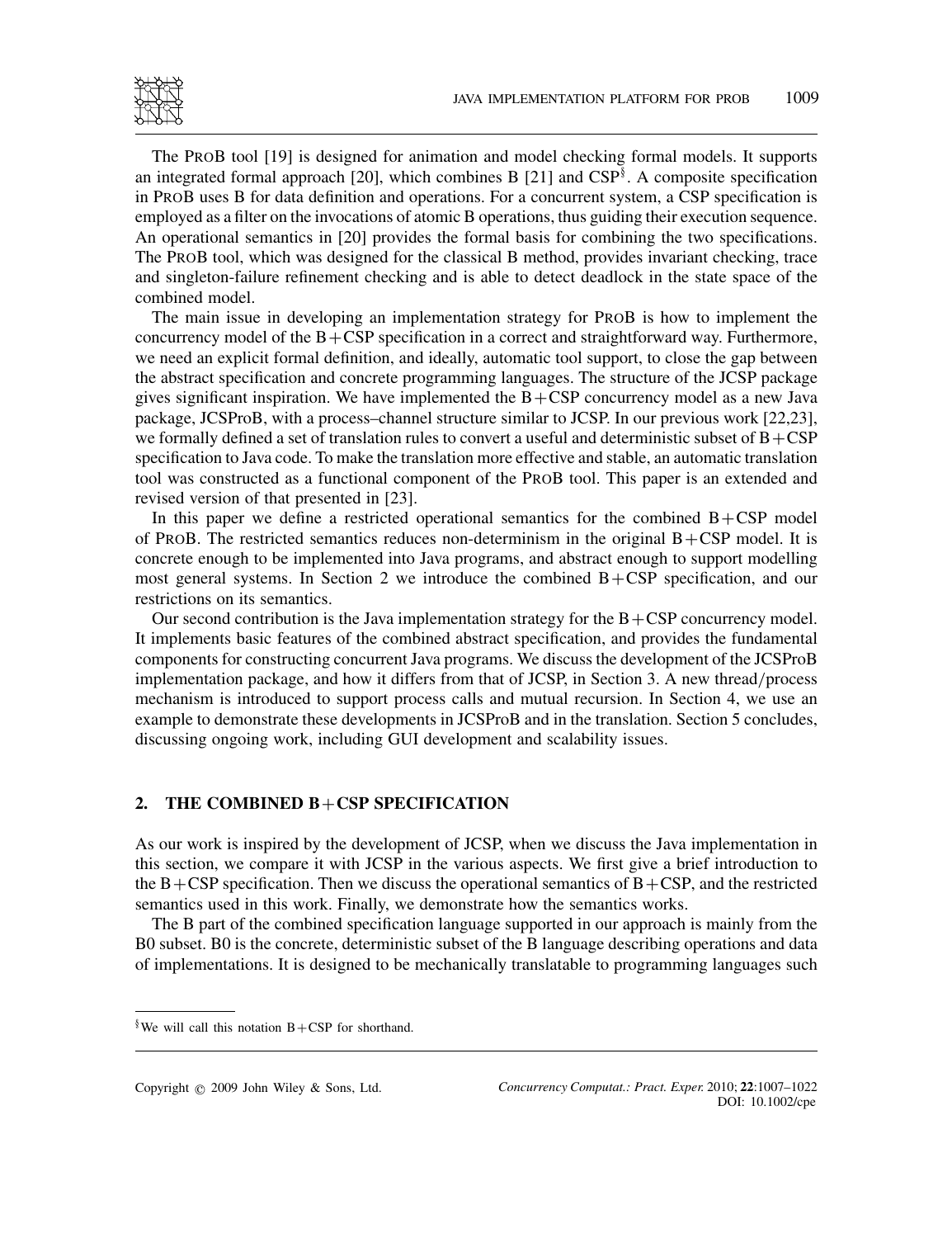The ProB tool [19] is designed for animation and model checking formal models. It supports an integrated formal approach [20], which combines B [21] and CSP[§]. A composite specification in ProB uses B for data definition and operations. For a concurrent system, a CSP specification is employed as a filter on the invocations of atomic B operations, thus guiding their execution sequence. An operational semantics in [20] provides the formal basis for combining the two specifications. The ProB tool, which was designed for the classical B method, provides invariant checking, trace and singleton-failure refinement checking and is able to detect deadlock in the state space of the combined model.

The main issue in developing an implementation strategy for ProB is how to implement the concurrency model of the B+CSP specification in a correct and straightforward way. Furthermore, we need an explicit formal definition, and ideally, automatic tool support, to close the gap between the abstract specification and concrete programming languages. The structure of the JCSP package gives significant inspiration. We have implemented the B+CSP concurrency model as a new Java package, JCSProB, with a process–channel structure similar to JCSP. In our previous work [22,23], we formally defined a set of translation rules to convert a useful and deterministic subset of B+CSP specification to Java code. To make the translation more effective and stable, an automatic translation tool was constructed as a functional component of the ProB tool. This paper is an extended and revised version of that presented in [23].

In this paper we define a restricted operational semantics for the combined B+CSP model of ProB. The restricted semantics reduces non-determinism in the original B+CSP model. It is concrete enough to be implemented into Java programs, and abstract enough to support modelling most general systems. In Section 2 we introduce the combined B+CSP specification, and our restrictions on its semantics.

Our second contribution is the Java implementation strategy for the B+CSP concurrency model. It implements basic features of the combined abstract specification, and provides the fundamental components for constructing concurrent Java programs. We discuss the development of the JCSProB implementation package, and how it differs from that of JCSP, in Section 3. A new thread/process mechanism is introduced to support process calls and mutual recursion. In Section 4, we use an example to demonstrate these developments in JCSProB and in the translation. Section 5 concludes, discussing ongoing work, including GUI development and scalability issues.

## 2. THE COMBINED B+CSP SPECIFICATION

As our work is inspired by the development of JCSP, when we discuss the Java implementation in this section, we compare it with JCSP in the various aspects. We first give a brief introduction to the B+CSP specification. Then we discuss the operational semantics of B+CSP, and the restricted semantics used in this work. Finally, we demonstrate how the semantics works.

The B part of the combined specification language supported in our approach is mainly from the B0 subset. B0 is the concrete, deterministic subset of the B language describing operations and data of implementations. It is designed to be mechanically translatable to programming languages such

---

[§] We will call this notation B+CSP for shorthand.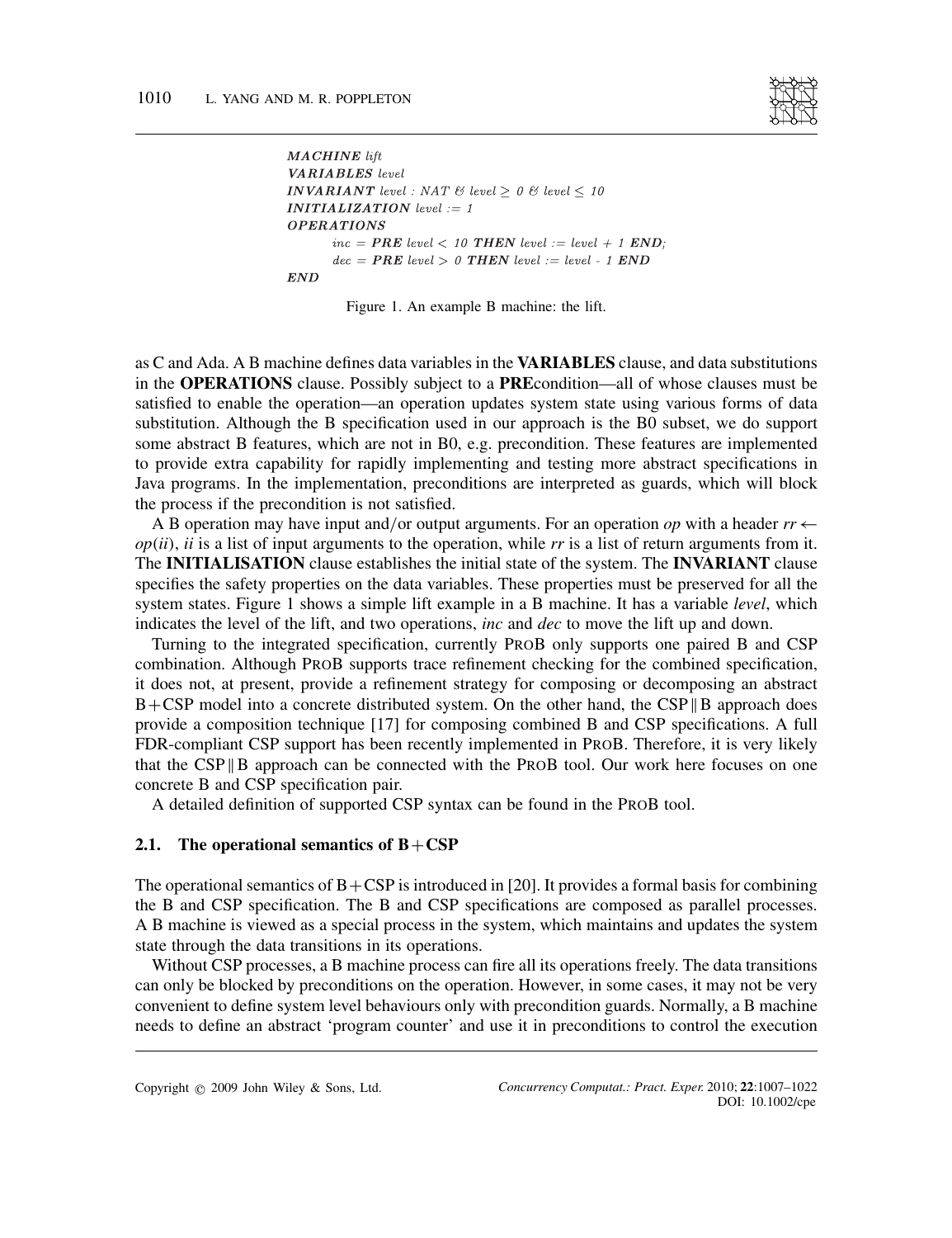```
MACHINE lift
VARIABLES level
INVARIANT level : NAT & level ≥ 0 & level ≤ 10
INITIALIZATION level := 1
OPERATIONS
        inc = PRE level < 10 THEN level := level + 1 END;
        dec = PRE level > 0 THEN level := level - 1 END
END
```

Figure 1. An example B machine: the lift.

as C and Ada. A B machine defines data variables in the **VARIABLES** clause, and data substitutions in the **OPERATIONS** clause. Possibly subject to a **PRE**condition—all of whose clauses must be satisfied to enable the operation—an operation updates system state using various forms of data substitution. Although the B specification used in our approach is the B0 subset, we do support some abstract B features, which are not in B0, e.g. precondition. These features are implemented to provide extra capability for rapidly implementing and testing more abstract specifications in Java programs. In the implementation, preconditions are interpreted as guards, which will block the process if the precondition is not satisfied.

A B operation may have input and/or output arguments. For an operation *op* with a header $rr \leftarrow op(ii)$, *ii* is a list of input arguments to the operation, while *rr* is a list of return arguments from it. The **INITIALISATION** clause establishes the initial state of the system. The **INVARIANT** clause specifies the safety properties on the data variables. These properties must be preserved for all the system states. Figure 1 shows a simple lift example in a B machine. It has a variable *level*, which indicates the level of the lift, and two operations, *inc* and *dec* to move the lift up and down.

Turning to the integrated specification, currently ProB only supports one paired B and CSP combination. Although ProB supports trace refinement checking for the combined specification, it does not, at present, provide a refinement strategy for composing or decomposing an abstract B+CSP model into a concrete distributed system. On the other hand, the CSP‖B approach does provide a composition technique [17] for composing combined B and CSP specifications. A full FDR-compliant CSP support has been recently implemented in ProB. Therefore, it is very likely that the CSP‖B approach can be connected with the ProB tool. Our work here focuses on one concrete B and CSP specification pair.

A detailed definition of supported CSP syntax can be found in the ProB tool.

### 2.1. The operational semantics of B+CSP

The operational semantics of B+CSP is introduced in [20]. It provides a formal basis for combining the B and CSP specification. The B and CSP specifications are composed as parallel processes. A B machine is viewed as a special process in the system, which maintains and updates the system state through the data transitions in its operations.

Without CSP processes, a B machine process can fire all its operations freely. The data transitions can only be blocked by preconditions on the operation. However, in some cases, it may not be very convenient to define system level behaviours only with precondition guards. Normally, a B machine needs to define an abstract 'program counter' and use it in preconditions to control the execution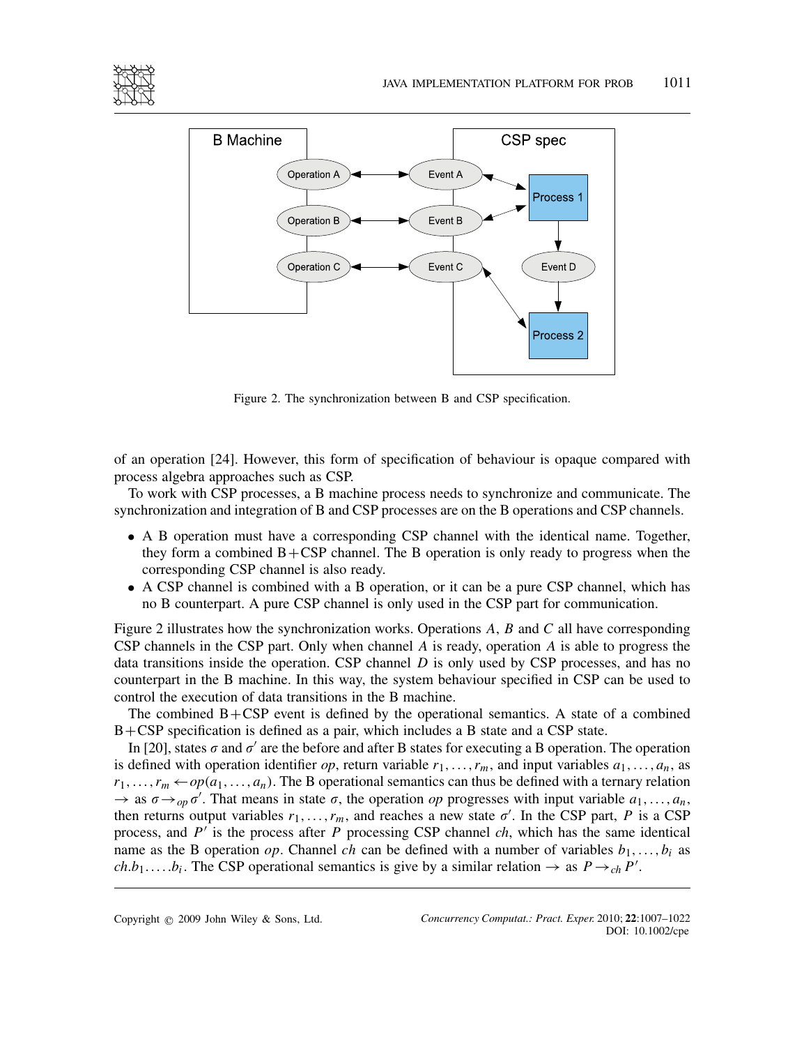Figure 2. The synchronization between B and CSP specification.

of an operation [24]. However, this form of specification of behaviour is opaque compared with process algebra approaches such as CSP.

To work with CSP processes, a B machine process needs to synchronize and communicate. The synchronization and integration of B and CSP processes are on the B operations and CSP channels.

- A B operation must have a corresponding CSP channel with the identical name. Together, they form a combined B+CSP channel. The B operation is only ready to progress when the corresponding CSP channel is also ready.
- A CSP channel is combined with a B operation, or it can be a pure CSP channel, which has no B counterpart. A pure CSP channel is only used in the CSP part for communication.

Figure 2 illustrates how the synchronization works. Operations $A$, $B$ and $C$ all have corresponding CSP channels in the CSP part. Only when channel $A$ is ready, operation $A$ is able to progress the data transitions inside the operation. CSP channel $D$ is only used by CSP processes, and has no counterpart in the B machine. In this way, the system behaviour specified in CSP can be used to control the execution of data transitions in the B machine.

The combined B+CSP event is defined by the operational semantics. A state of a combined B+CSP specification is defined as a pair, which includes a B state and a CSP state.

In [20], states $\sigma$ and $\sigma'$ are the before and after B states for executing a B operation. The operation is defined with operation identifier $op$, return variable $r_1, \ldots, r_m$, and input variables $a_1, \ldots, a_n$, as $r_1, \ldots, r_m \leftarrow op(a_1, \ldots, a_n)$. The B operational semantics can thus be defined with a ternary relation $\rightarrow$ as $\sigma \rightarrow_{op} \sigma'$. That means in state $\sigma$, the operation $op$ progresses with input variable $a_1, \ldots, a_n$, then returns output variables $r_1, \ldots, r_m$, and reaches a new state $\sigma'$. In the CSP part, $P$ is a CSP process, and $P'$ is the process after $P$ processing CSP channel $ch$, which has the same identical name as the B operation $op$. Channel $ch$ can be defined with a number of variables $b_1, \ldots, b_i$ as $ch.b_1.\ldots.b_i$. The CSP operational semantics is give by a similar relation $\rightarrow$ as $P \rightarrow_{ch} P'$.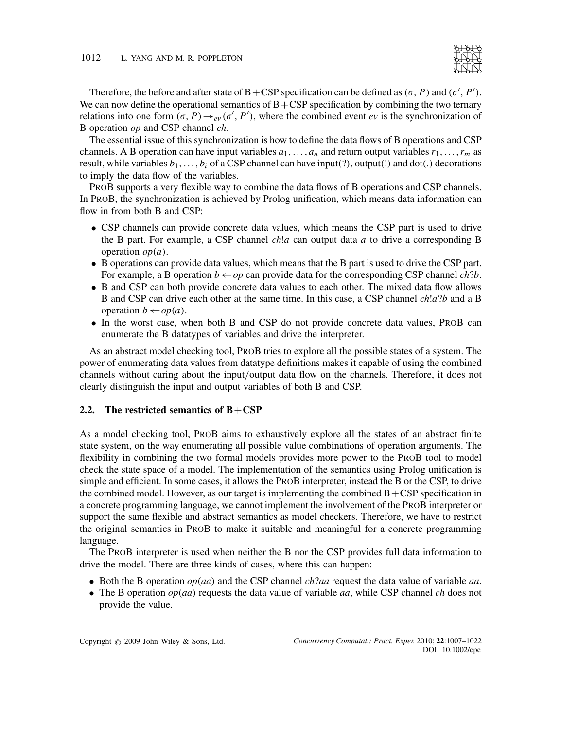Therefore, the before and after state of B + CSP specification can be defined as ($\sigma$, $P$) and ($\sigma'$, $P'$). We can now define the operational semantics of B + CSP specification by combining the two ternary relations into one form $(\sigma, P) \rightarrow_{ev} (\sigma', P')$, where the combined event *ev* is the synchronization of B operation *op* and CSP channel *ch*.

The essential issue of this synchronization is how to define the data flows of B operations and CSP channels. A B operation can have input variables $a_1, \ldots, a_n$ and return output variables $r_1, \ldots, r_m$ as result, while variables $b_1, \ldots, b_i$ of a CSP channel can have input(?), output(!) and dot(.) decorations to imply the data flow of the variables.

ProB supports a very flexible way to combine the data flows of B operations and CSP channels. In ProB, the synchronization is achieved by Prolog unification, which means data information can flow in from both B and CSP:

- CSP channels can provide concrete data values, which means the CSP part is used to drive the B part. For example, a CSP channel *ch*!*a* can output data *a* to drive a corresponding B operation *op*(*a*).
- B operations can provide data values, which means that the B part is used to drive the CSP part. For example, a B operation $b \leftarrow op$ can provide data for the corresponding CSP channel *ch*?*b*.
- B and CSP can both provide concrete data values to each other. The mixed data flow allows B and CSP can drive each other at the same time. In this case, a CSP channel *ch*!*a*?*b* and a B operation $b \leftarrow op(a)$.
- In the worst case, when both B and CSP do not provide concrete data values, ProB can enumerate the B datatypes of variables and drive the interpreter.

As an abstract model checking tool, ProB tries to explore all the possible states of a system. The power of enumerating data values from datatype definitions makes it capable of using the combined channels without caring about the input/output data flow on the channels. Therefore, it does not clearly distinguish the input and output variables of both B and CSP.

### 2.2. The restricted semantics of B + CSP

As a model checking tool, ProB aims to exhaustively explore all the states of an abstract finite state system, on the way enumerating all possible value combinations of operation arguments. The flexibility in combining the two formal models provides more power to the ProB tool to model check the state space of a model. The implementation of the semantics using Prolog unification is simple and efficient. In some cases, it allows the ProB interpreter, instead the B or the CSP, to drive the combined model. However, as our target is implementing the combined B + CSP specification in a concrete programming language, we cannot implement the involvement of the ProB interpreter or support the same flexible and abstract semantics as model checkers. Therefore, we have to restrict the original semantics in ProB to make it suitable and meaningful for a concrete programming language.

The ProB interpreter is used when neither the B nor the CSP provides full data information to drive the model. There are three kinds of cases, where this can happen:

- Both the B operation *op*(*aa*) and the CSP channel *ch*?*aa* request the data value of variable *aa*.
- The B operation *op*(*aa*) requests the data value of variable *aa*, while CSP channel *ch* does not provide the value.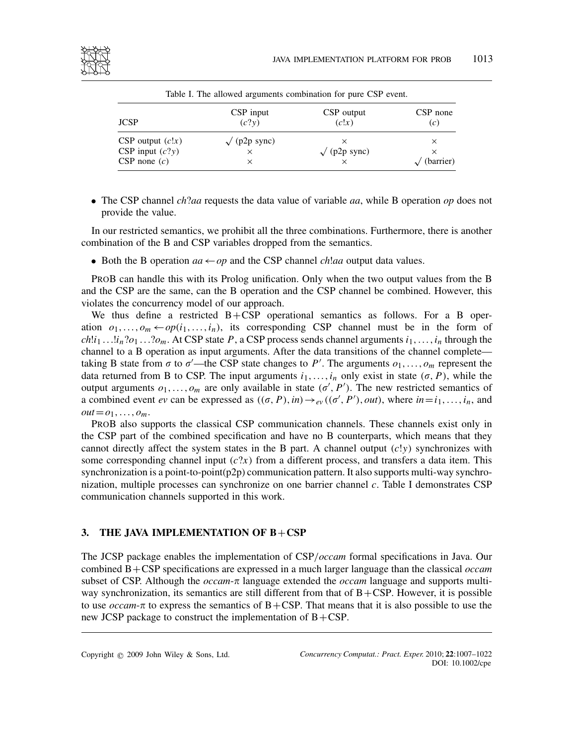Table I. The allowed arguments combination for pure CSP event.

| JCSP | CSP input ($c?y$) | CSP output ($c!x$) | CSP none ($c$) |
|---|---|---|---|
| CSP output ($c!x$) | $\surd$ (p2p sync) | $\times$ | $\times$ |
| CSP input ($c?y$) | $\times$ | $\surd$ (p2p sync) | $\times$ |
| CSP none ($c$) | $\times$ | $\times$ | $\surd$ (barrier) |

- The CSP channel *ch*?*aa* requests the data value of variable *aa*, while B operation *op* does not provide the value.

In our restricted semantics, we prohibit all the three combinations. Furthermore, there is another combination of the B and CSP variables dropped from the semantics.

- Both the B operation $aa \leftarrow op$ and the CSP channel *ch*!*aa* output data values.

ProB can handle this with its Prolog unification. Only when the two output values from the B and the CSP are the same, can the B operation and the CSP channel be combined. However, this violates the concurrency model of our approach.

We thus define a restricted B+CSP operational semantics as follows. For a B operation $o_1, \ldots, o_m \leftarrow op(i_1, \ldots, i_n)$, its corresponding CSP channel must be in the form of $ch!i_1 \ldots !i_n?o_1 \ldots ?o_m$. At CSP state $P$, a CSP process sends channel arguments $i_1, \ldots, i_n$ through the channel to a B operation as input arguments. After the data transitions of the channel complete—taking B state from $\sigma$ to $\sigma'$—the CSP state changes to $P'$. The arguments $o_1, \ldots, o_m$ represent the data returned from B to CSP. The input arguments $i_1, \ldots, i_n$ only exist in state $(\sigma, P)$, while the output arguments $o_1, \ldots, o_m$ are only available in state $(\sigma', P')$. The new restricted semantics of a combined event *ev* can be expressed as $((\sigma, P), in) \rightarrow_{ev} ((\sigma', P'), out)$, where $in = i_1, \ldots, i_n$, and $out = o_1, \ldots, o_m$.

ProB also supports the classical CSP communication channels. These channels exist only in the CSP part of the combined specification and have no B counterparts, which means that they cannot directly affect the system states in the B part. A channel output ($c!y$) synchronizes with some corresponding channel input ($c?x$) from a different process, and transfers a data item. This synchronization is a point-to-point(p2p) communication pattern. It also supports multi-way synchronization, multiple processes can synchronize on one barrier channel $c$. Table I demonstrates CSP communication channels supported in this work.

## 3. THE JAVA IMPLEMENTATION OF B+CSP

The JCSP package enables the implementation of CSP/*occam* formal specifications in Java. Our combined B+CSP specifications are expressed in a much larger language than the classical *occam* subset of CSP. Although the *occam*-$\pi$ language extended the *occam* language and supports multi-way synchronization, its semantics are still different from that of B+CSP. However, it is possible to use *occam*-$\pi$ to express the semantics of B+CSP. That means that it is also possible to use the new JCSP package to construct the implementation of B+CSP.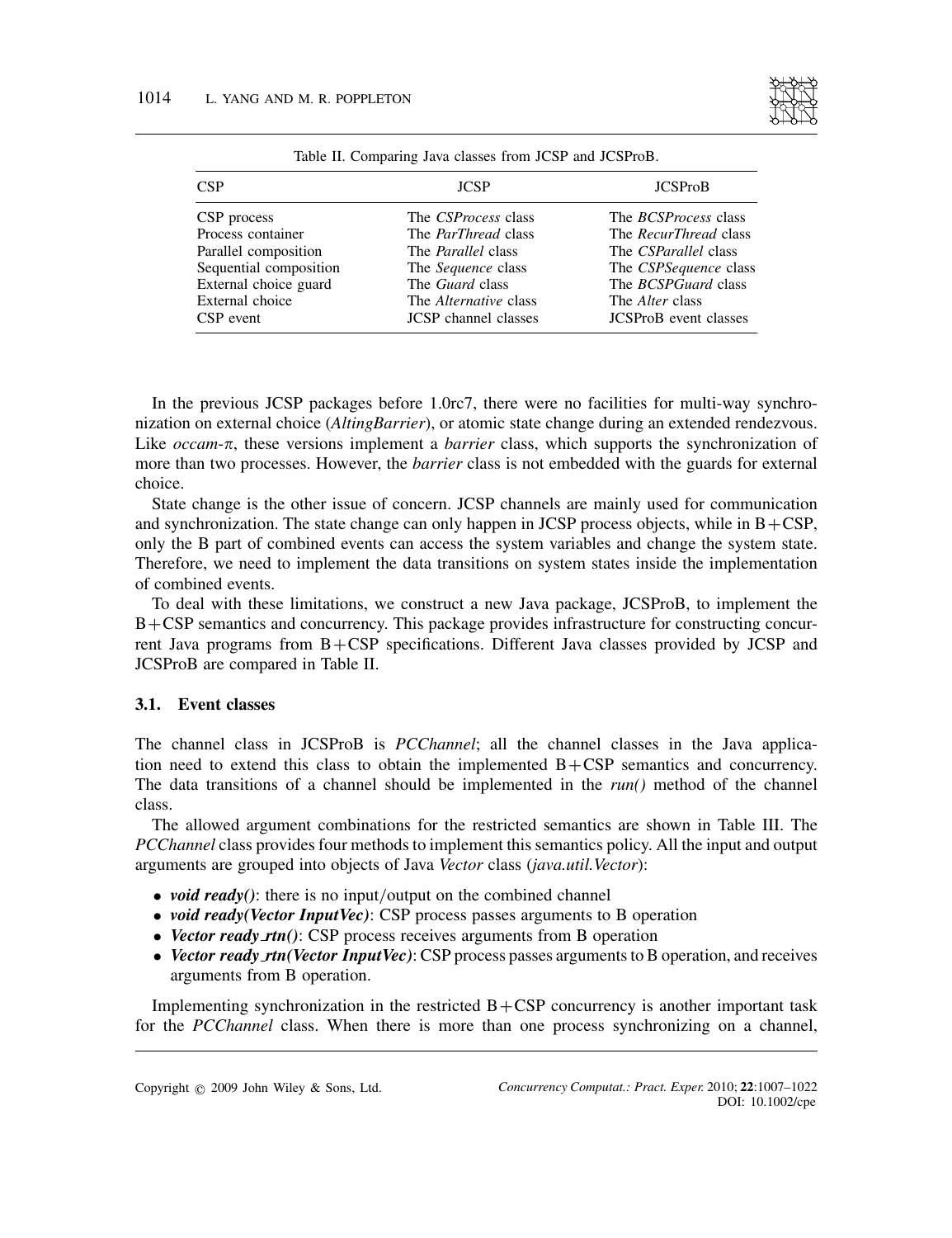Table II. Comparing Java classes from JCSP and JCSProB.

| CSP | JCSP | JCSProB |
|---|---|---|
| CSP process | The *CSProcess* class | The *BCSProcess* class |
| Process container | The *ParThread* class | The *RecurThread* class |
| Parallel composition | The *Parallel* class | The *CSParallel* class |
| Sequential composition | The *Sequence* class | The *CSPSequence* class |
| External choice guard | The *Guard* class | The *BCSPGuard* class |
| External choice | The *Alternative* class | The *Alter* class |
| CSP event | JCSP channel classes | JCSProB event classes |

In the previous JCSP packages before 1.0rc7, there were no facilities for multi-way synchronization on external choice (*AltingBarrier*), or atomic state change during an extended rendezvous. Like *occam*-$\pi$, these versions implement a *barrier* class, which supports the synchronization of more than two processes. However, the *barrier* class is not embedded with the guards for external choice.

State change is the other issue of concern. JCSP channels are mainly used for communication and synchronization. The state change can only happen in JCSP process objects, while in B+CSP, only the B part of combined events can access the system variables and change the system state. Therefore, we need to implement the data transitions on system states inside the implementation of combined events.

To deal with these limitations, we construct a new Java package, JCSProB, to implement the B+CSP semantics and concurrency. This package provides infrastructure for constructing concurrent Java programs from B+CSP specifications. Different Java classes provided by JCSP and JCSProB are compared in Table II.

### 3.1. Event classes

The channel class in JCSProB is *PCChannel*; all the channel classes in the Java application need to extend this class to obtain the implemented B+CSP semantics and concurrency. The data transitions of a channel should be implemented in the *run()* method of the channel class.

The allowed argument combinations for the restricted semantics are shown in Table III. The *PCChannel* class provides four methods to implement this semantics policy. All the input and output arguments are grouped into objects of Java *Vector* class (*java.util.Vector*):

- ***void ready()***: there is no input/output on the combined channel
- ***void ready(Vector InputVec)***: CSP process passes arguments to B operation
- ***Vector ready_rtn()***: CSP process receives arguments from B operation
- ***Vector ready_rtn(Vector InputVec)***: CSP process passes arguments to B operation, and receives arguments from B operation.

Implementing synchronization in the restricted B+CSP concurrency is another important task for the *PCChannel* class. When there is more than one process synchronizing on a channel,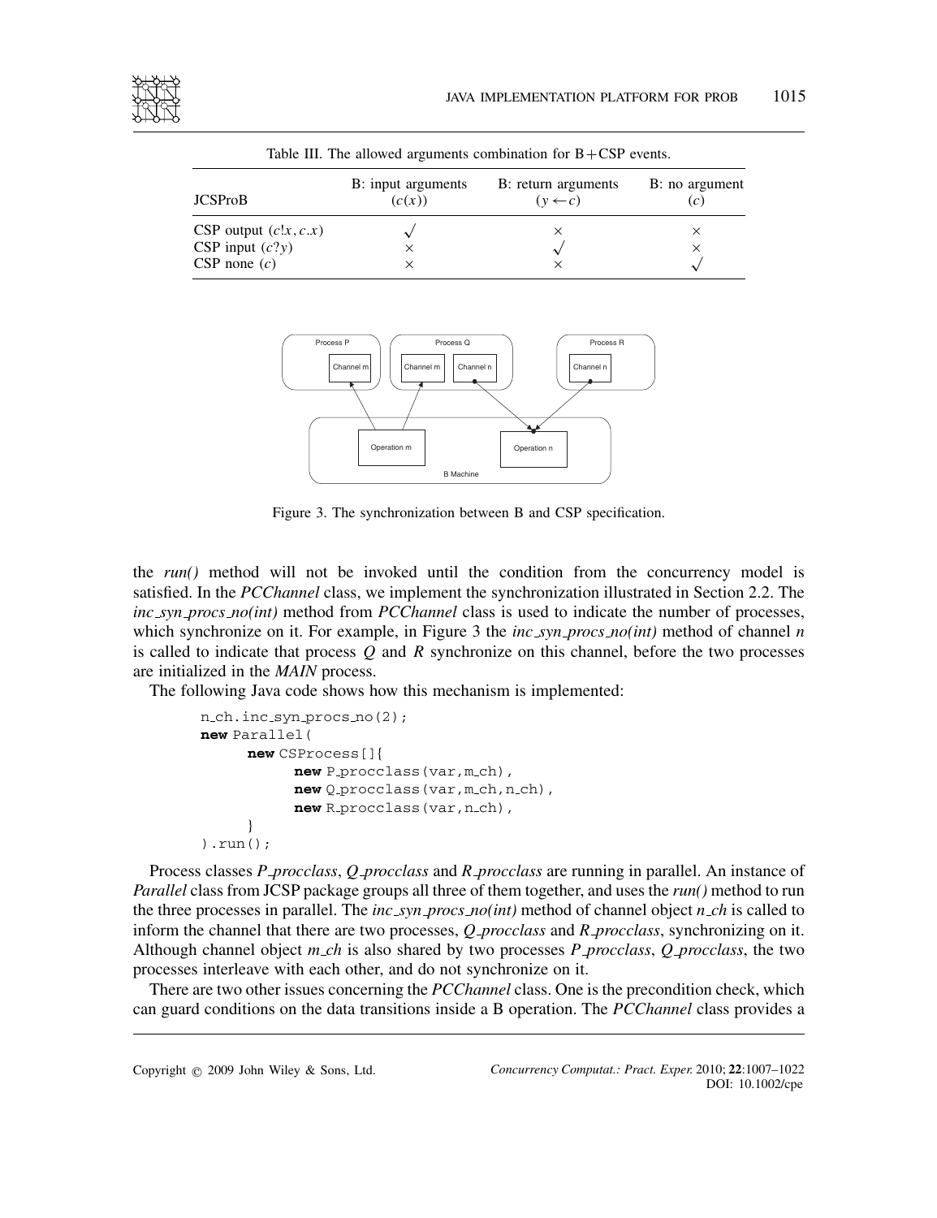Table III. The allowed arguments combination for B+CSP events.

| JCSProB | B: input arguments ($c(x)$) | B: return arguments ($y \leftarrow c$) | B: no argument ($c$) |
|---|---|---|---|
| CSP output ($c!x, c.x$) | $\surd$ | $\times$ | $\times$ |
| CSP input ($c?y$) | $\times$ | $\surd$ | $\times$ |
| CSP none ($c$) | $\times$ | $\times$ | $\surd$ |

Figure 3. The synchronization between B and CSP specification.

the *run()* method will not be invoked until the condition from the concurrency model is satisfied. In the *PCChannel* class, we implement the synchronization illustrated in Section 2.2. The *inc_syn_procs_no(int)* method from *PCChannel* class is used to indicate the number of processes, which synchronize on it. For example, in Figure 3 the *inc_syn_procs_no(int)* method of channel *n* is called to indicate that process *Q* and *R* synchronize on this channel, before the two processes are initialized in the *MAIN* process.

The following Java code shows how this mechanism is implemented:

```
n_ch.inc_syn_procs_no(2);
new Parallel(
    new CSProcess[]{
        new P_procclass(var,m_ch),
        new Q_procclass(var,m_ch,n_ch),
        new R_procclass(var,n_ch),
    }
).run();
```

Process classes *P_procclass*, *Q_procclass* and *R_procclass* are running in parallel. An instance of *Parallel* class from JCSP package groups all three of them together, and uses the *run()* method to run the three processes in parallel. The *inc_syn_procs_no(int)* method of channel object *n_ch* is called to inform the channel that there are two processes, *Q_procclass* and *R_procclass*, synchronizing on it. Although channel object *m_ch* is also shared by two processes *P_procclass*, *Q_procclass*, the two processes interleave with each other, and do not synchronize on it.

There are two other issues concerning the *PCChannel* class. One is the precondition check, which can guard conditions on the data transitions inside a B operation. The *PCChannel* class provides a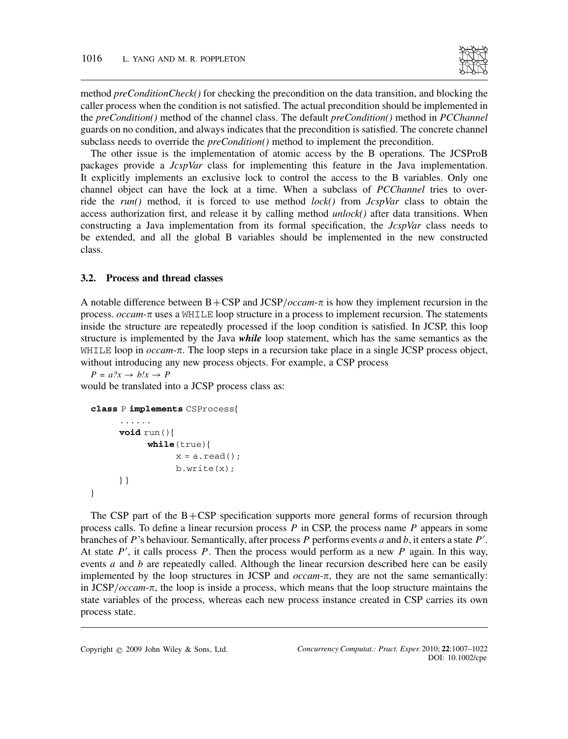method *preConditionCheck()* for checking the precondition on the data transition, and blocking the caller process when the condition is not satisfied. The actual precondition should be implemented in the *preCondition()* method of the channel class. The default *preCondition()* method in *PCChannel* guards on no condition, and always indicates that the precondition is satisfied. The concrete channel subclass needs to override the *preCondition()* method to implement the precondition.

The other issue is the implementation of atomic access by the B operations. The JCSProB packages provide a *JcspVar* class for implementing this feature in the Java implementation. It explicitly implements an exclusive lock to control the access to the B variables. Only one channel object can have the lock at a time. When a subclass of *PCChannel* tries to override the *run()* method, it is forced to use method *lock()* from *JcspVar* class to obtain the access authorization first, and release it by calling method *unlock()* after data transitions. When constructing a Java implementation from its formal specification, the *JcspVar* class needs to be extended, and all the global B variables should be implemented in the new constructed class.

### 3.2. Process and thread classes

A notable difference between B+CSP and JCSP/*occam*-$\pi$ is how they implement recursion in the process. *occam*-$\pi$ uses a `WHILE` loop structure in a process to implement recursion. The statements inside the structure are repeatedly processed if the loop condition is satisfied. In JCSP, this loop structure is implemented by the Java ***while*** loop statement, which has the same semantics as the `WHILE` loop in *occam*-$\pi$. The loop steps in a recursion take place in a single JCSP process object, without introducing any new process objects. For example, a CSP process

$P = a?x \rightarrow b!x \rightarrow P$

would be translated into a JCSP process class as:

```
class P implements CSProcess{
      ......
      void run(){
            while(true){
                  x = a.read();
                  b.write(x);
      }}
}
```

The CSP part of the B+CSP specification supports more general forms of recursion through process calls. To define a linear recursion process $P$ in CSP, the process name $P$ appears in some branches of $P$'s behaviour. Semantically, after process $P$ performs events $a$ and $b$, it enters a state $P'$. At state $P'$, it calls process $P$. Then the process would perform as a new $P$ again. In this way, events $a$ and $b$ are repeatedly called. Although the linear recursion described here can be easily implemented by the loop structures in JCSP and *occam*-$\pi$, they are not the same semantically: in JCSP/*occam*-$\pi$, the loop is inside a process, which means that the loop structure maintains the state variables of the process, whereas each new process instance created in CSP carries its own process state.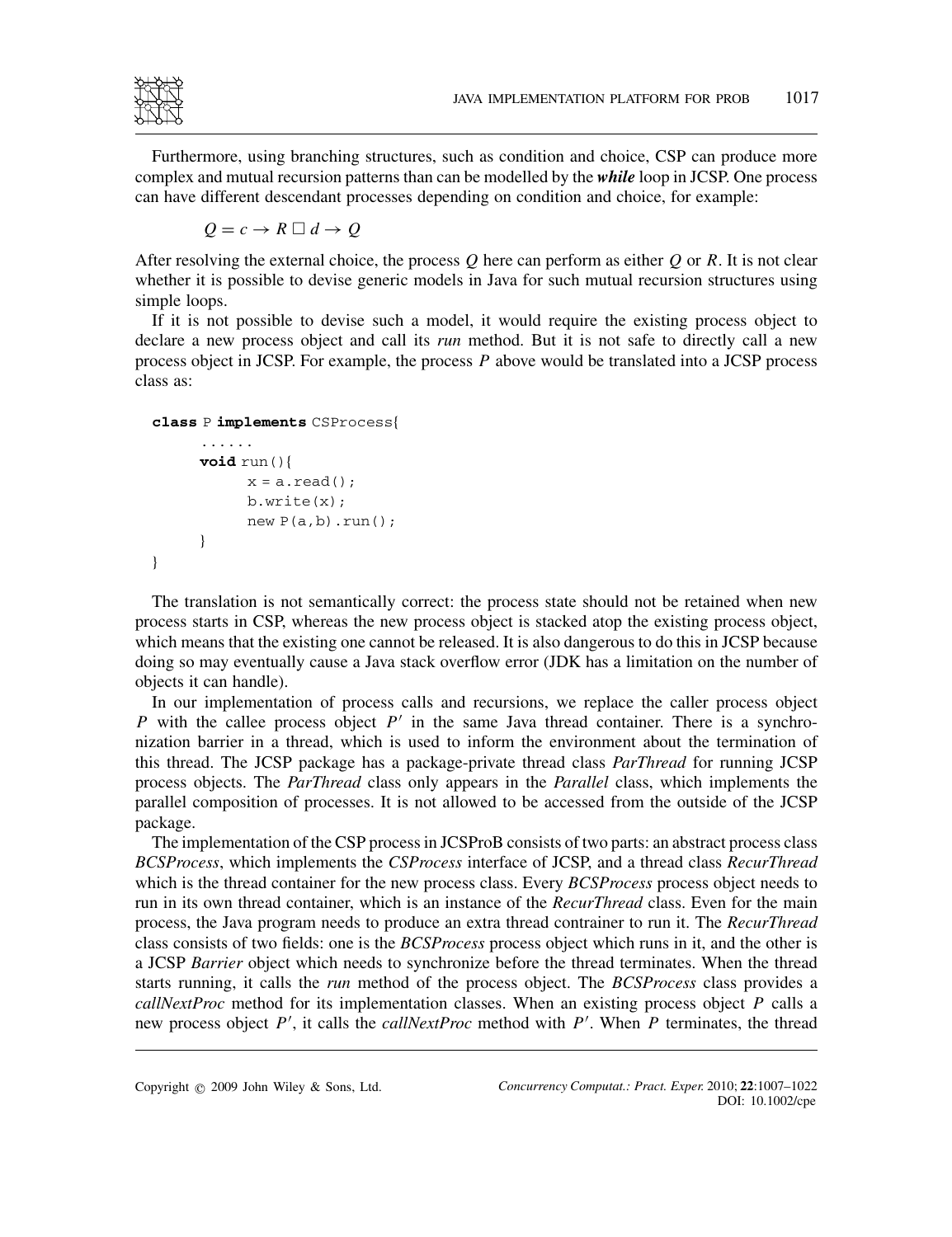Furthermore, using branching structures, such as condition and choice, CSP can produce more complex and mutual recursion patterns than can be modelled by the ***while*** loop in JCSP. One process can have different descendant processes depending on condition and choice, for example:

$$Q = c \rightarrow R \,\square\, d \rightarrow Q$$

After resolving the external choice, the process $Q$ here can perform as either $Q$ or $R$. It is not clear whether it is possible to devise generic models in Java for such mutual recursion structures using simple loops.

If it is not possible to devise such a model, it would require the existing process object to declare a new process object and call its *run* method. But it is not safe to directly call a new process object in JCSP. For example, the process $P$ above would be translated into a JCSP process class as:

```
class P implements CSProcess{
      ......
      void run(){
            x = a.read();
            b.write(x);
            new P(a,b).run();
      }
}
```

The translation is not semantically correct: the process state should not be retained when new process starts in CSP, whereas the new process object is stacked atop the existing process object, which means that the existing one cannot be released. It is also dangerous to do this in JCSP because doing so may eventually cause a Java stack overflow error (JDK has a limitation on the number of objects it can handle).

In our implementation of process calls and recursions, we replace the caller process object $P$ with the callee process object $P'$ in the same Java thread container. There is a synchronization barrier in a thread, which is used to inform the environment about the termination of this thread. The JCSP package has a package-private thread class *ParThread* for running JCSP process objects. The *ParThread* class only appears in the *Parallel* class, which implements the parallel composition of processes. It is not allowed to be accessed from the outside of the JCSP package.

The implementation of the CSP process in JCSProB consists of two parts: an abstract process class *BCSProcess*, which implements the *CSProcess* interface of JCSP, and a thread class *RecurThread* which is the thread container for the new process class. Every *BCSProcess* process object needs to run in its own thread container, which is an instance of the *RecurThread* class. Even for the main process, the Java program needs to produce an extra thread contrainer to run it. The *RecurThread* class consists of two fields: one is the *BCSProcess* process object which runs in it, and the other is a JCSP *Barrier* object which needs to synchronize before the thread terminates. When the thread starts running, it calls the *run* method of the process object. The *BCSProcess* class provides a *callNextProc* method for its implementation classes. When an existing process object $P$ calls a new process object $P'$, it calls the *callNextProc* method with $P'$. When $P$ terminates, the thread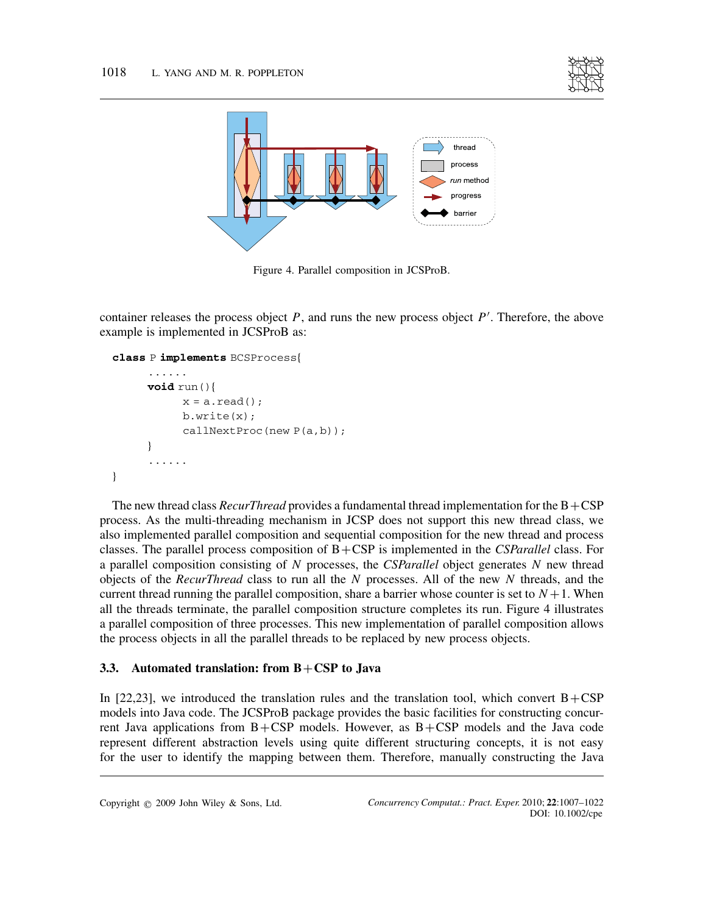Figure 4. Parallel composition in JCSProB.

container releases the process object $P$, and runs the new process object $P'$. Therefore, the above example is implemented in JCSProB as:

```
class P implements BCSProcess{
      ......
      void run(){
            x = a.read();
            b.write(x);
            callNextProc(new P(a,b));
      }
      ......
}
```

The new thread class *RecurThread* provides a fundamental thread implementation for the B+CSP process. As the multi-threading mechanism in JCSP does not support this new thread class, we also implemented parallel composition and sequential composition for the new thread and process classes. The parallel process composition of B+CSP is implemented in the *CSParallel* class. For a parallel composition consisting of $N$ processes, the *CSParallel* object generates $N$ new thread objects of the *RecurThread* class to run all the $N$ processes. All of the new $N$ threads, and the current thread running the parallel composition, share a barrier whose counter is set to $N+1$. When all the threads terminate, the parallel composition structure completes its run. Figure 4 illustrates a parallel composition of three processes. This new implementation of parallel composition allows the process objects in all the parallel threads to be replaced by new process objects.

### 3.3. Automated translation: from B+CSP to Java

In [22,23], we introduced the translation rules and the translation tool, which convert B+CSP models into Java code. The JCSProB package provides the basic facilities for constructing concurrent Java applications from B+CSP models. However, as B+CSP models and the Java code represent different abstraction levels using quite different structuring concepts, it is not easy for the user to identify the mapping between them. Therefore, manually constructing the Java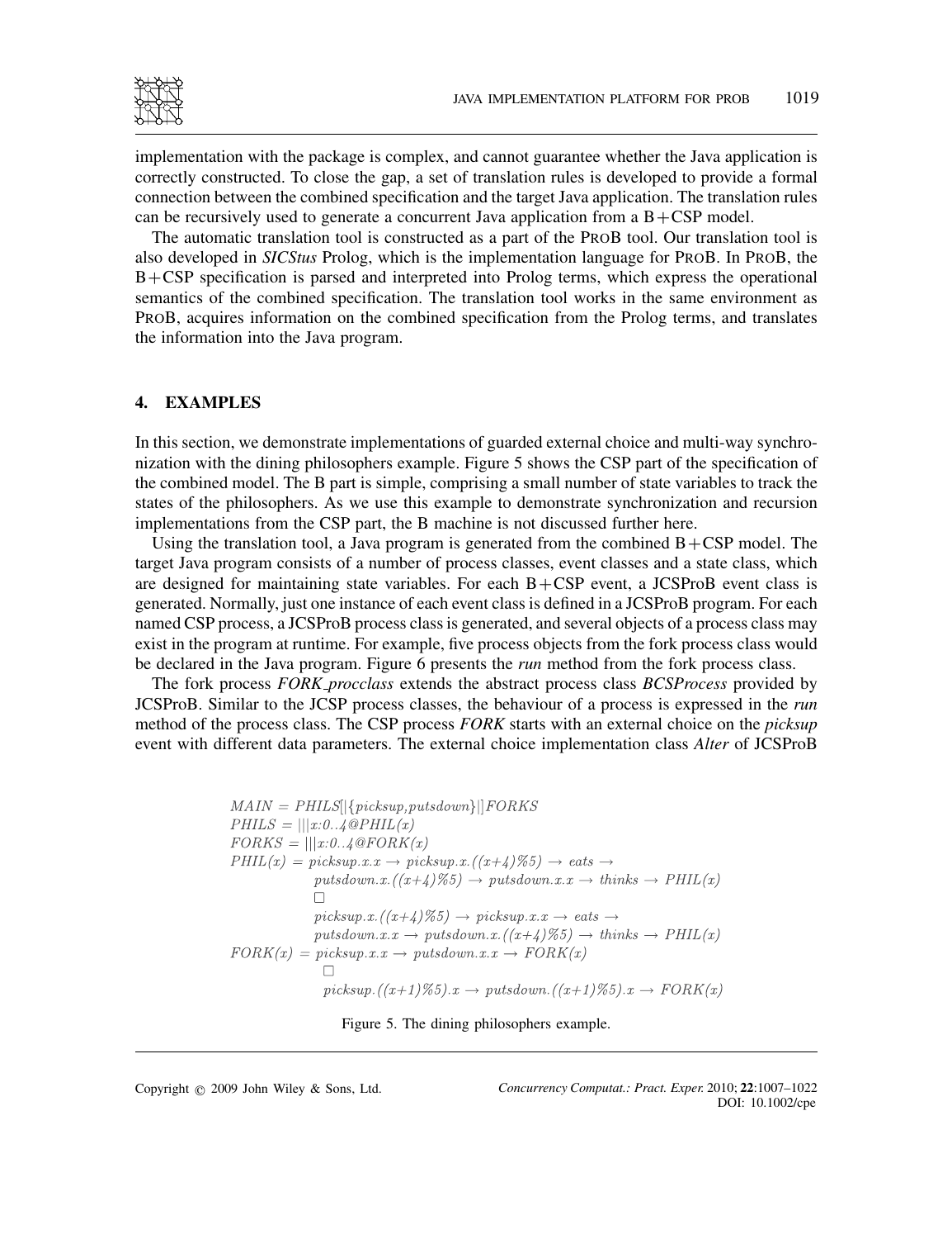implementation with the package is complex, and cannot guarantee whether the Java application is correctly constructed. To close the gap, a set of translation rules is developed to provide a formal connection between the combined specification and the target Java application. The translation rules can be recursively used to generate a concurrent Java application from a B+CSP model.

The automatic translation tool is constructed as a part of the PROB tool. Our translation tool is also developed in *SICStus* Prolog, which is the implementation language for PROB. In PROB, the B+CSP specification is parsed and interpreted into Prolog terms, which express the operational semantics of the combined specification. The translation tool works in the same environment as PROB, acquires information on the combined specification from the Prolog terms, and translates the information into the Java program.

## 4. EXAMPLES

In this section, we demonstrate implementations of guarded external choice and multi-way synchronization with the dining philosophers example. Figure 5 shows the CSP part of the specification of the combined model. The B part is simple, comprising a small number of state variables to track the states of the philosophers. As we use this example to demonstrate synchronization and recursion implementations from the CSP part, the B machine is not discussed further here.

Using the translation tool, a Java program is generated from the combined B+CSP model. The target Java program consists of a number of process classes, event classes and a state class, which are designed for maintaining state variables. For each B+CSP event, a JCSProB event class is generated. Normally, just one instance of each event class is defined in a JCSProB program. For each named CSP process, a JCSProB process class is generated, and several objects of a process class may exist in the program at runtime. For example, five process objects from the fork process class would be declared in the Java program. Figure 6 presents the *run* method from the fork process class.

The fork process *FORK_procclass* extends the abstract process class *BCSProcess* provided by JCSProB. Similar to the JCSP process classes, the behaviour of a process is expressed in the *run* method of the process class. The CSP process *FORK* starts with an external choice on the *picksup* event with different data parameters. The external choice implementation class *Alter* of JCSProB

$$
\begin{aligned}
&MAIN = PHILS[|\{picksup, putsdown\}|]FORKS\\
&PHILS = |||x{:}0..4@PHIL(x)\\
&FORKS = |||x{:}0..4@FORK(x)\\
&PHIL(x) = picksup.x.x \rightarrow picksup.x.((x{+}4)\%5) \rightarrow eats \rightarrow\\
&\qquad\qquad putsdown.x.((x{+}4)\%5) \rightarrow putsdown.x.x \rightarrow thinks \rightarrow PHIL(x)\\
&\qquad\qquad \Box\\
&\qquad\qquad picksup.x.((x{+}4)\%5) \rightarrow picksup.x.x \rightarrow eats \rightarrow\\
&\qquad\qquad putsdown.x.x \rightarrow putsdown.x.((x{+}4)\%5) \rightarrow thinks \rightarrow PHIL(x)\\
&FORK(x) = picksup.x.x \rightarrow putsdown.x.x \rightarrow FORK(x)\\
&\qquad\qquad \Box\\
&\qquad\qquad picksup.((x{+}1)\%5).x \rightarrow putsdown.((x{+}1)\%5).x \rightarrow FORK(x)
\end{aligned}
$$

Figure 5. The dining philosophers example.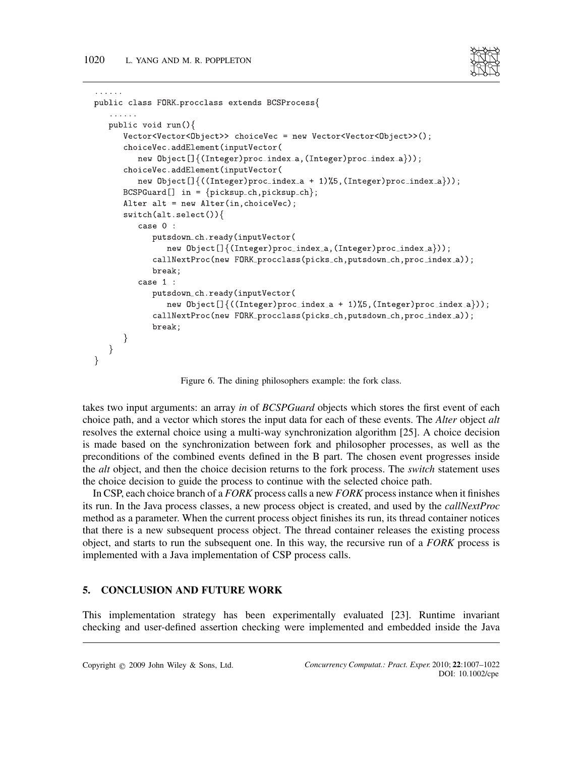```
......
public class FORK_procclass extends BCSProcess{
   ......
   public void run(){
      Vector<Vector<Object>> choiceVec = new Vector<Vector<Object>>();
      choiceVec.addElement(inputVector(
         new Object[]{(Integer)proc_index_a,(Integer)proc_index_a}));
      choiceVec.addElement(inputVector(
         new Object[]{((Integer)proc_index_a + 1)%5,(Integer)proc_index_a}));
      BCSPGuard[] in = {picksup_ch,picksup_ch};
      Alter alt = new Alter(in,choiceVec);
      switch(alt.select()){
         case 0 :
            putsdown_ch.ready(inputVector(
               new Object[]{(Integer)proc_index_a,(Integer)proc_index_a}));
            callNextProc(new FORK_procclass(picks_ch,putsdown_ch,proc_index_a));
            break;
         case 1 :
            putsdown_ch.ready(inputVector(
               new Object[]{((Integer)proc_index_a + 1)%5,(Integer)proc_index_a}));
            callNextProc(new FORK_procclass(picks_ch,putsdown_ch,proc_index_a));
            break;
      }
   }
}
```

Figure 6. The dining philosophers example: the fork class.

takes two input arguments: an array *in* of *BCSPGuard* objects which stores the first event of each choice path, and a vector which stores the input data for each of these events. The *Alter* object *alt* resolves the external choice using a multi-way synchronization algorithm [25]. A choice decision is made based on the synchronization between fork and philosopher processes, as well as the preconditions of the combined events defined in the B part. The chosen event progresses inside the *alt* object, and then the choice decision returns to the fork process. The *switch* statement uses the choice decision to guide the process to continue with the selected choice path.

In CSP, each choice branch of a *FORK* process calls a new *FORK* process instance when it finishes its run. In the Java process classes, a new process object is created, and used by the *callNextProc* method as a parameter. When the current process object finishes its run, its thread container notices that there is a new subsequent process object. The thread container releases the existing process object, and starts to run the subsequent one. In this way, the recursive run of a *FORK* process is implemented with a Java implementation of CSP process calls.

## 5. CONCLUSION AND FUTURE WORK

This implementation strategy has been experimentally evaluated [23]. Runtime invariant checking and user-defined assertion checking were implemented and embedded inside the Java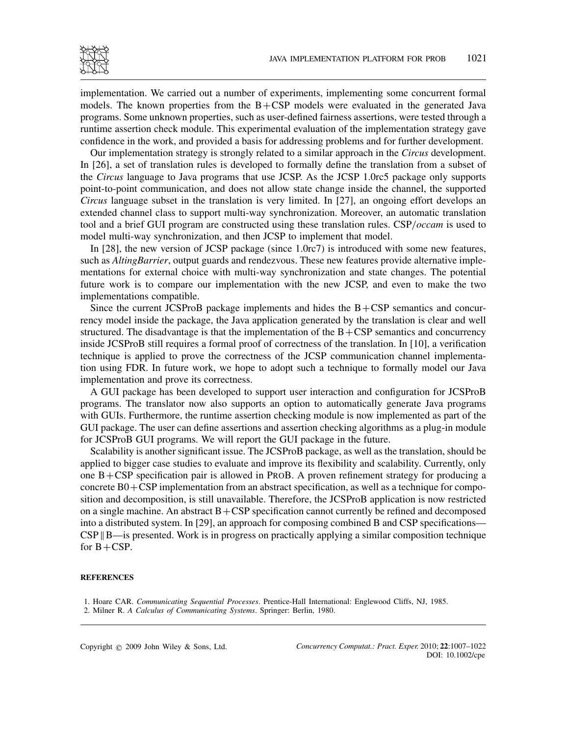implementation. We carried out a number of experiments, implementing some concurrent formal models. The known properties from the B+CSP models were evaluated in the generated Java programs. Some unknown properties, such as user-defined fairness assertions, were tested through a runtime assertion check module. This experimental evaluation of the implementation strategy gave confidence in the work, and provided a basis for addressing problems and for further development.

Our implementation strategy is strongly related to a similar approach in the *Circus* development. In [26], a set of translation rules is developed to formally define the translation from a subset of the *Circus* language to Java programs that use JCSP. As the JCSP 1.0rc5 package only supports point-to-point communication, and does not allow state change inside the channel, the supported *Circus* language subset in the translation is very limited. In [27], an ongoing effort develops an extended channel class to support multi-way synchronization. Moreover, an automatic translation tool and a brief GUI program are constructed using these translation rules. CSP/*occam* is used to model multi-way synchronization, and then JCSP to implement that model.

In [28], the new version of JCSP package (since 1.0rc7) is introduced with some new features, such as *AltingBarrier*, output guards and rendezvous. These new features provide alternative implementations for external choice with multi-way synchronization and state changes. The potential future work is to compare our implementation with the new JCSP, and even to make the two implementations compatible.

Since the current JCSProB package implements and hides the B+CSP semantics and concurrency model inside the package, the Java application generated by the translation is clear and well structured. The disadvantage is that the implementation of the B+CSP semantics and concurrency inside JCSProB still requires a formal proof of correctness of the translation. In [10], a verification technique is applied to prove the correctness of the JCSP communication channel implementation using FDR. In future work, we hope to adopt such a technique to formally model our Java implementation and prove its correctness.

A GUI package has been developed to support user interaction and configuration for JCSProB programs. The translator now also supports an option to automatically generate Java programs with GUIs. Furthermore, the runtime assertion checking module is now implemented as part of the GUI package. The user can define assertions and assertion checking algorithms as a plug-in module for JCSProB GUI programs. We will report the GUI package in the future.

Scalability is another significant issue. The JCSProB package, as well as the translation, should be applied to bigger case studies to evaluate and improve its flexibility and scalability. Currently, only one B+CSP specification pair is allowed in ProB. A proven refinement strategy for producing a concrete B0+CSP implementation from an abstract specification, as well as a technique for composition and decomposition, is still unavailable. Therefore, the JCSProB application is now restricted on a single machine. An abstract B+CSP specification cannot currently be refined and decomposed into a distributed system. In [29], an approach for composing combined B and CSP specifications—CSP ‖ B—is presented. Work is in progress on practically applying a similar composition technique for B+CSP.

#### REFERENCES

1. Hoare CAR. *Communicating Sequential Processes*. Prentice-Hall International: Englewood Cliffs, NJ, 1985.
2. Milner R. *A Calculus of Communicating Systems*. Springer: Berlin, 1980.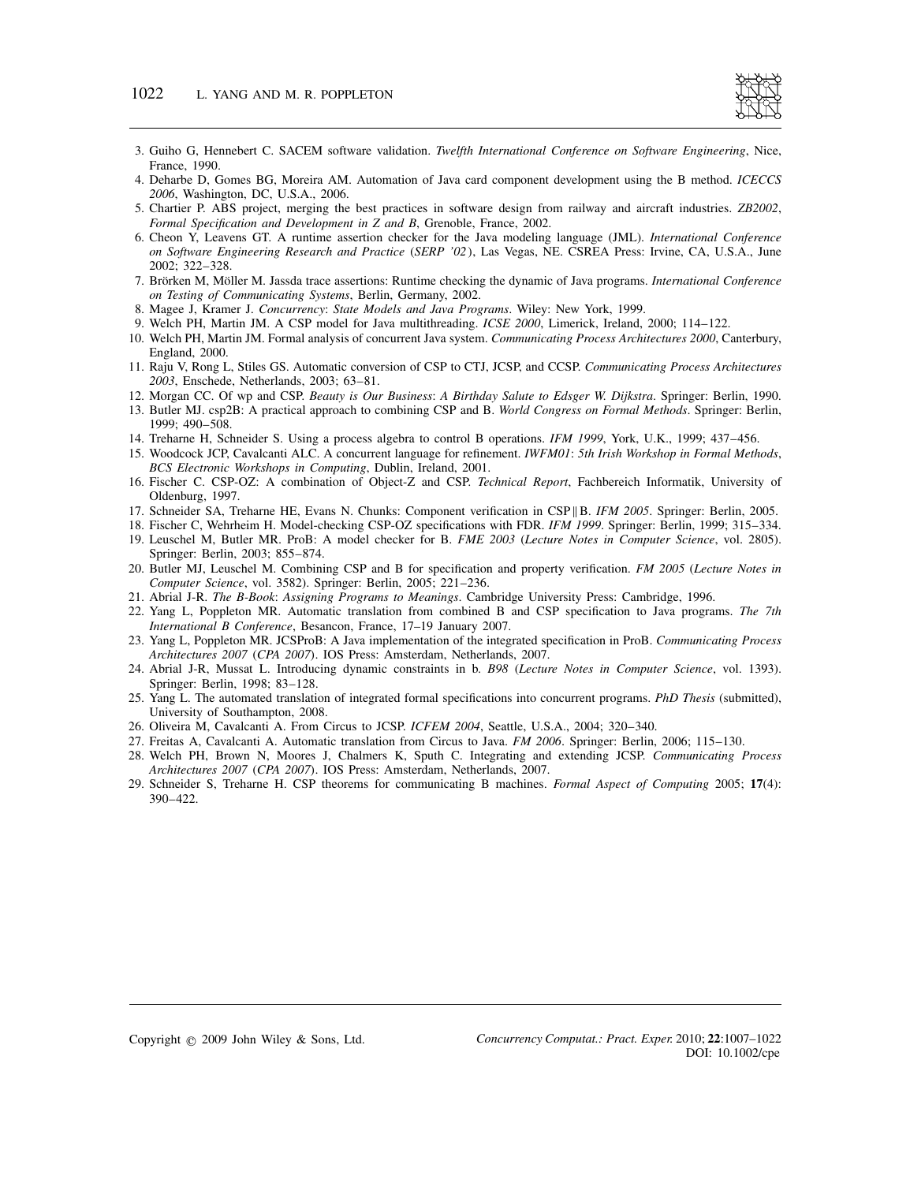3. Guiho G, Hennebert C. SACEM software validation. *Twelfth International Conference on Software Engineering*, Nice, France, 1990.
4. Deharbe D, Gomes BG, Moreira AM. Automation of Java card component development using the B method. *ICECCS 2006*, Washington, DC, U.S.A., 2006.
5. Chartier P. ABS project, merging the best practices in software design from railway and aircraft industries. *ZB2002*, *Formal Specification and Development in Z and B*, Grenoble, France, 2002.
6. Cheon Y, Leavens GT. A runtime assertion checker for the Java modeling language (JML). *International Conference on Software Engineering Research and Practice* (*SERP '02*), Las Vegas, NE. CSREA Press: Irvine, CA, U.S.A., June 2002; 322–328.
7. Brörken M, Möller M. Jassda trace assertions: Runtime checking the dynamic of Java programs. *International Conference on Testing of Communicating Systems*, Berlin, Germany, 2002.
8. Magee J, Kramer J. *Concurrency*: *State Models and Java Programs*. Wiley: New York, 1999.
9. Welch PH, Martin JM. A CSP model for Java multithreading. *ICSE 2000*, Limerick, Ireland, 2000; 114–122.
10. Welch PH, Martin JM. Formal analysis of concurrent Java system. *Communicating Process Architectures 2000*, Canterbury, England, 2000.
11. Raju V, Rong L, Stiles GS. Automatic conversion of CSP to CTJ, JCSP, and CCSP. *Communicating Process Architectures 2003*, Enschede, Netherlands, 2003; 63–81.
12. Morgan CC. Of wp and CSP. *Beauty is Our Business*: *A Birthday Salute to Edsger W. Dijkstra*. Springer: Berlin, 1990.
13. Butler MJ. csp2B: A practical approach to combining CSP and B. *World Congress on Formal Methods*. Springer: Berlin, 1999; 490–508.
14. Treharne H, Schneider S. Using a process algebra to control B operations. *IFM 1999*, York, U.K., 1999; 437–456.
15. Woodcock JCP, Cavalcanti ALC. A concurrent language for refinement. *IWFM01*: *5th Irish Workshop in Formal Methods*, *BCS Electronic Workshops in Computing*, Dublin, Ireland, 2001.
16. Fischer C. CSP-OZ: A combination of Object-Z and CSP. *Technical Report*, Fachbereich Informatik, University of Oldenburg, 1997.
17. Schneider SA, Treharne HE, Evans N. Chunks: Component verification in CSP‖B. *IFM 2005*. Springer: Berlin, 2005.
18. Fischer C, Wehrheim H. Model-checking CSP-OZ specifications with FDR. *IFM 1999*. Springer: Berlin, 1999; 315–334.
19. Leuschel M, Butler MR. ProB: A model checker for B. *FME 2003* (*Lecture Notes in Computer Science*, vol. 2805). Springer: Berlin, 2003; 855–874.
20. Butler MJ, Leuschel M. Combining CSP and B for specification and property verification. *FM 2005* (*Lecture Notes in Computer Science*, vol. 3582). Springer: Berlin, 2005; 221–236.
21. Abrial J-R. *The B-Book*: *Assigning Programs to Meanings*. Cambridge University Press: Cambridge, 1996.
22. Yang L, Poppleton MR. Automatic translation from combined B and CSP specification to Java programs. *The 7th International B Conference*, Besancon, France, 17–19 January 2007.
23. Yang L, Poppleton MR. JCSProB: A Java implementation of the integrated specification in ProB. *Communicating Process Architectures 2007* (*CPA 2007*). IOS Press: Amsterdam, Netherlands, 2007.
24. Abrial J-R, Mussat L. Introducing dynamic constraints in b. *B98* (*Lecture Notes in Computer Science*, vol. 1393). Springer: Berlin, 1998; 83–128.
25. Yang L. The automated translation of integrated formal specifications into concurrent programs. *PhD Thesis* (submitted), University of Southampton, 2008.
26. Oliveira M, Cavalcanti A. From Circus to JCSP. *ICFEM 2004*, Seattle, U.S.A., 2004; 320–340.
27. Freitas A, Cavalcanti A. Automatic translation from Circus to Java. *FM 2006*. Springer: Berlin, 2006; 115–130.
28. Welch PH, Brown N, Moores J, Chalmers K, Sputh C. Integrating and extending JCSP. *Communicating Process Architectures 2007* (*CPA 2007*). IOS Press: Amsterdam, Netherlands, 2007.
29. Schneider S, Treharne H. CSP theorems for communicating B machines. *Formal Aspect of Computing* 2005; **17**(4): 390–422.